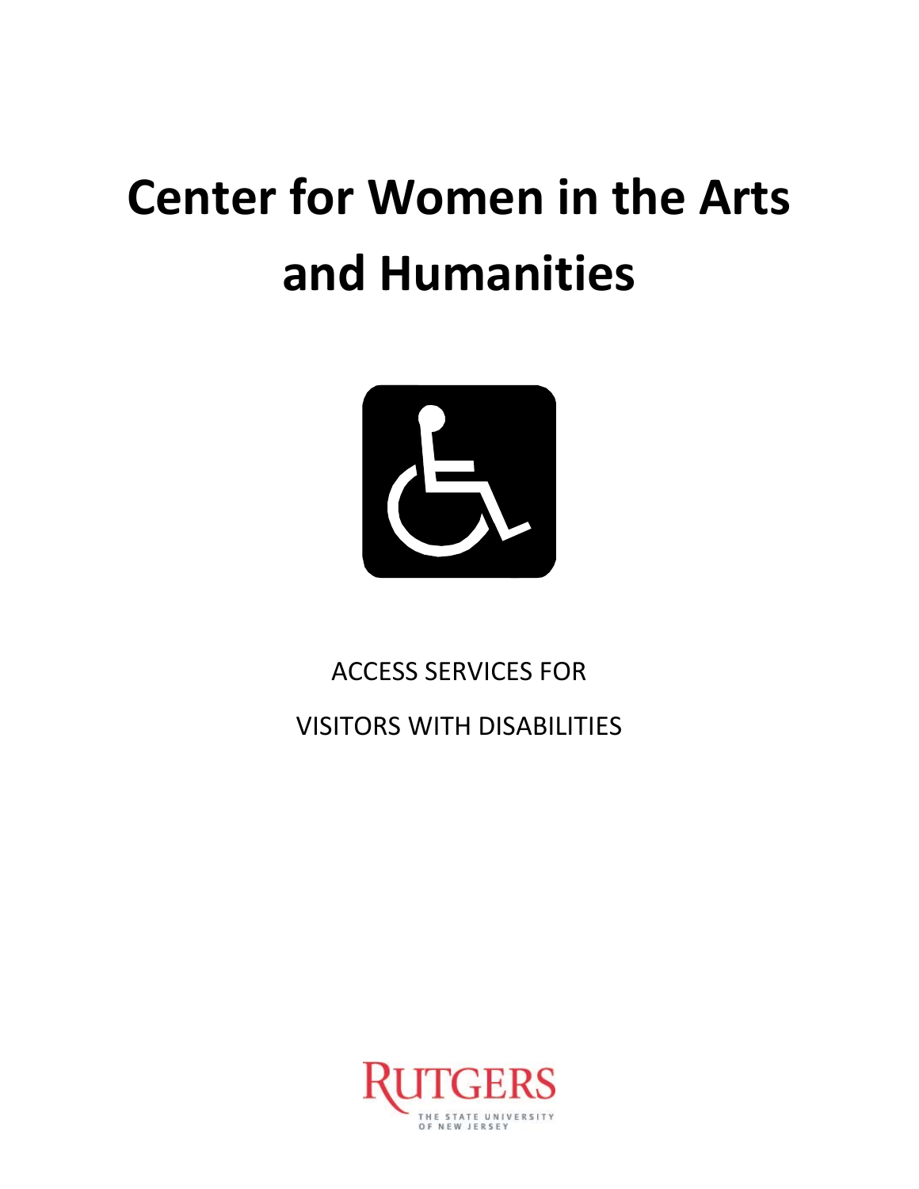# Center for Women in the Arts and Humanities

ACCESS SERVICES FOR

VISITORS WITH DISABILITIES

RUTGERS

THE STATE UNIVERSITY OF NEW JERSEY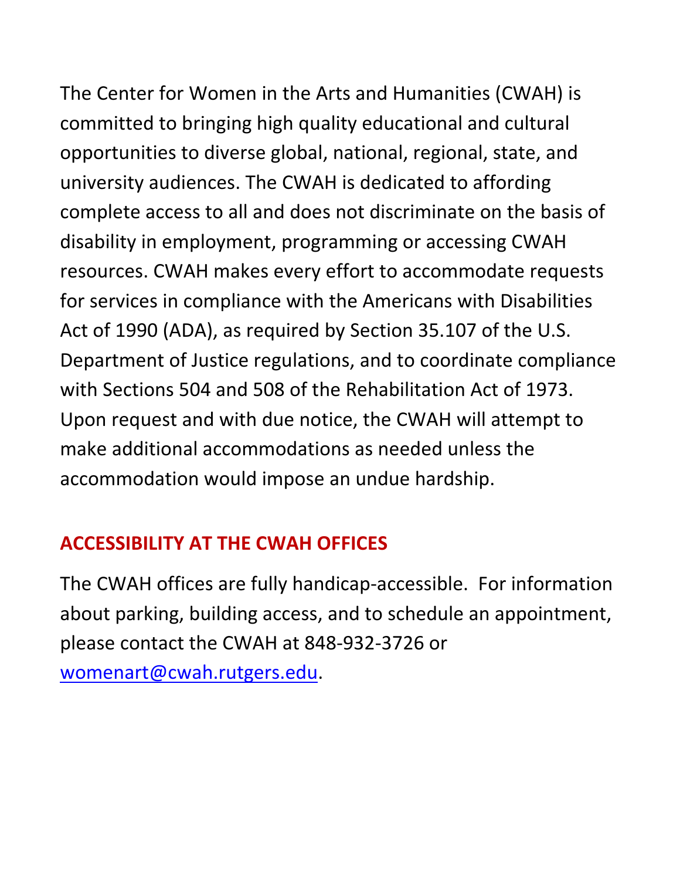The Center for Women in the Arts and Humanities (CWAH) is committed to bringing high quality educational and cultural opportunities to diverse global, national, regional, state, and university audiences. The CWAH is dedicated to affording complete access to all and does not discriminate on the basis of disability in employment, programming or accessing CWAH resources. CWAH makes every effort to accommodate requests for services in compliance with the Americans with Disabilities Act of 1990 (ADA), as required by Section 35.107 of the U.S. Department of Justice regulations, and to coordinate compliance with Sections 504 and 508 of the Rehabilitation Act of 1973. Upon request and with due notice, the CWAH will attempt to make additional accommodations as needed unless the accommodation would impose an undue hardship.

## ACCESSIBILITY AT THE CWAH OFFICES

The CWAH offices are fully handicap-accessible. For information about parking, building access, and to schedule an appointment, please contact the CWAH at 848-932-3726 or [womenart@cwah.rutgers.edu](mailto:womenart@cwah.rutgers.edu).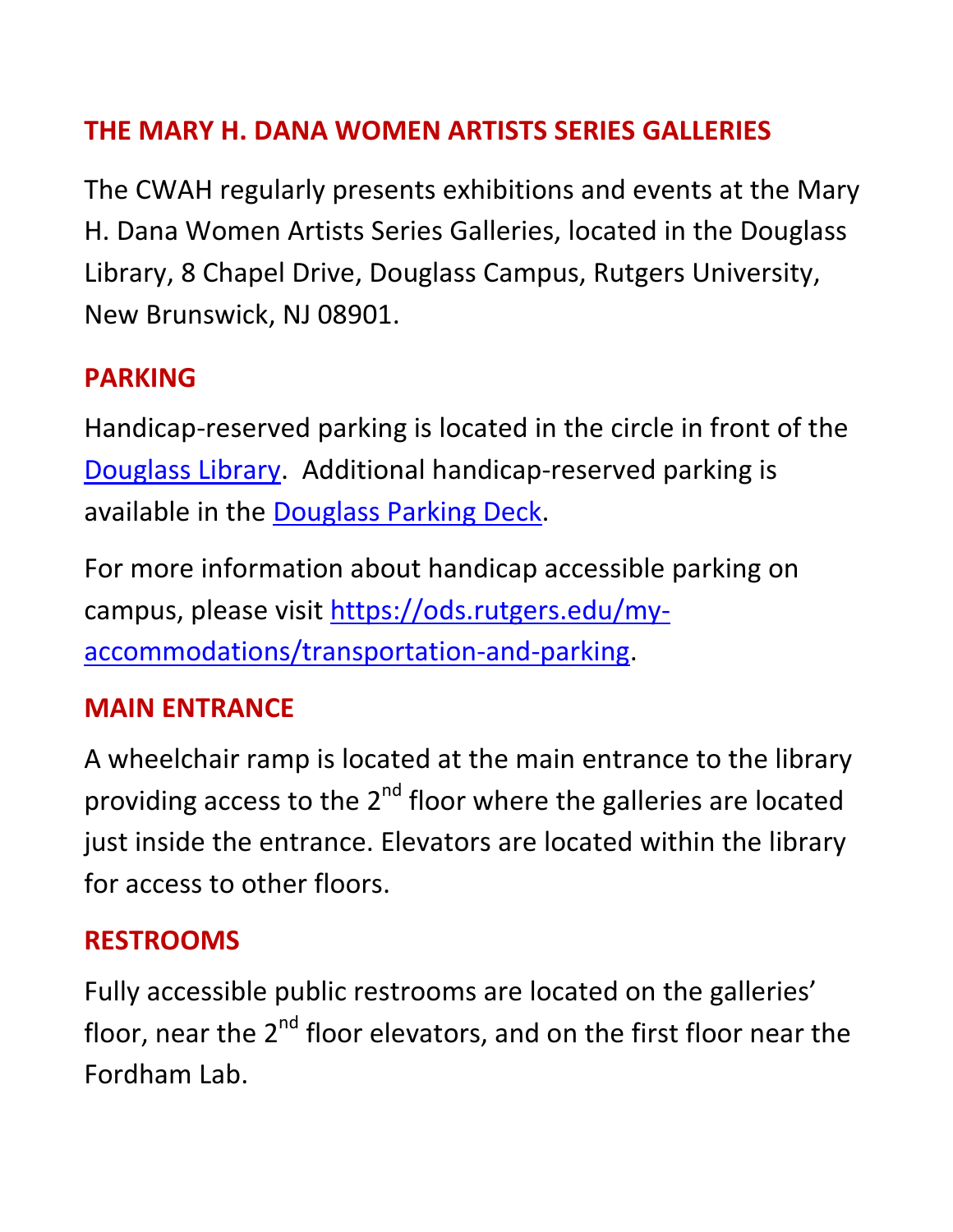## THE MARY H. DANA WOMEN ARTISTS SERIES GALLERIES

The CWAH regularly presents exhibitions and events at the Mary H. Dana Women Artists Series Galleries, located in the Douglass Library, 8 Chapel Drive, Douglass Campus, Rutgers University, New Brunswick, NJ 08901.

## PARKING

Handicap-reserved parking is located in the circle in front of the Douglass Library. Additional handicap-reserved parking is available in the Douglass Parking Deck.

For more information about handicap accessible parking on campus, please visit https://ods.rutgers.edu/my-accommodations/transportation-and-parking.

## MAIN ENTRANCE

A wheelchair ramp is located at the main entrance to the library providing access to the 2nd floor where the galleries are located just inside the entrance. Elevators are located within the library for access to other floors.

## RESTROOMS

Fully accessible public restrooms are located on the galleries' floor, near the 2nd floor elevators, and on the first floor near the Fordham Lab.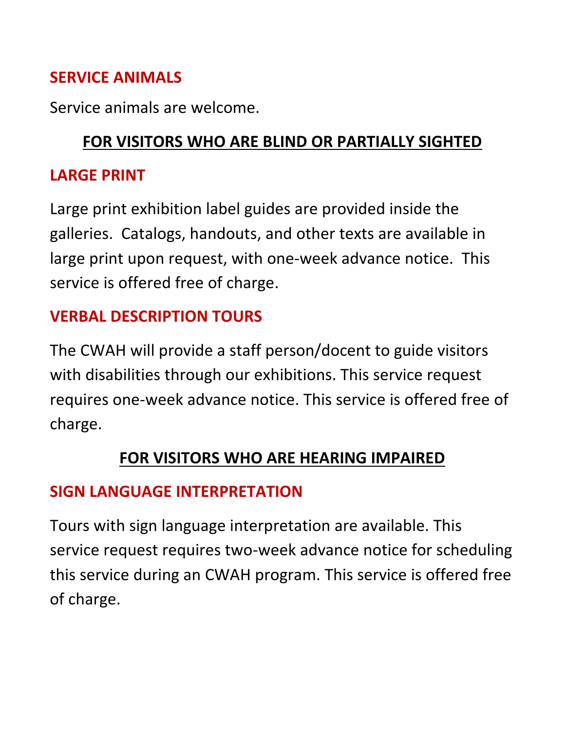### SERVICE ANIMALS

Service animals are welcome.

## FOR VISITORS WHO ARE BLIND OR PARTIALLY SIGHTED

### LARGE PRINT

Large print exhibition label guides are provided inside the galleries. Catalogs, handouts, and other texts are available in large print upon request, with one-week advance notice. This service is offered free of charge.

### VERBAL DESCRIPTION TOURS

The CWAH will provide a staff person/docent to guide visitors with disabilities through our exhibitions. This service request requires one-week advance notice. This service is offered free of charge.

## FOR VISITORS WHO ARE HEARING IMPAIRED

### SIGN LANGUAGE INTERPRETATION

Tours with sign language interpretation are available. This service request requires two-week advance notice for scheduling this service during an CWAH program. This service is offered free of charge.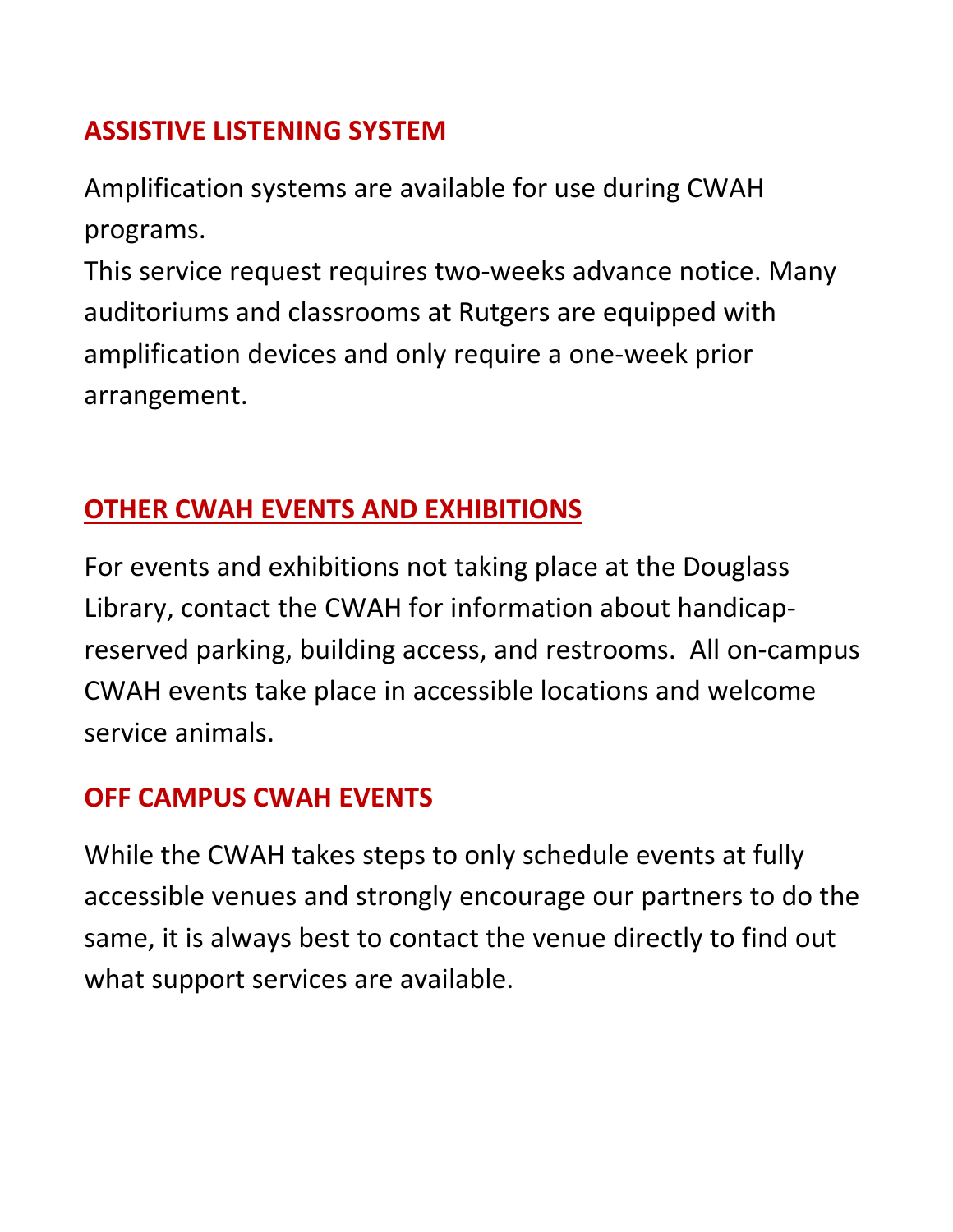## ASSISTIVE LISTENING SYSTEM

Amplification systems are available for use during CWAH programs.

This service request requires two-weeks advance notice. Many auditoriums and classrooms at Rutgers are equipped with amplification devices and only require a one-week prior arrangement.

## OTHER CWAH EVENTS AND EXHIBITIONS

For events and exhibitions not taking place at the Douglass Library, contact the CWAH for information about handicap-reserved parking, building access, and restrooms. All on-campus CWAH events take place in accessible locations and welcome service animals.

## OFF CAMPUS CWAH EVENTS

While the CWAH takes steps to only schedule events at fully accessible venues and strongly encourage our partners to do the same, it is always best to contact the venue directly to find out what support services are available.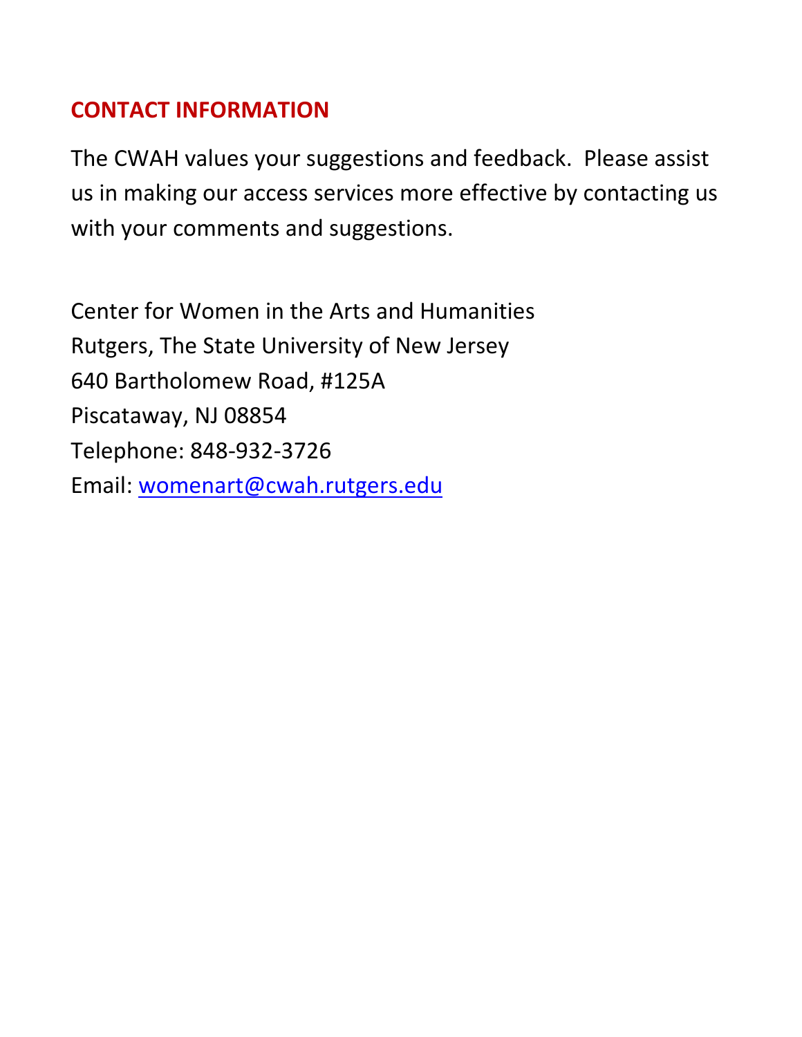## CONTACT INFORMATION

The CWAH values your suggestions and feedback.  Please assist us in making our access services more effective by contacting us with your comments and suggestions.

Center for Women in the Arts and Humanities
Rutgers, The State University of New Jersey
640 Bartholomew Road, #125A
Piscataway, NJ 08854
Telephone: 848-932-3726
Email: womenart@cwah.rutgers.edu